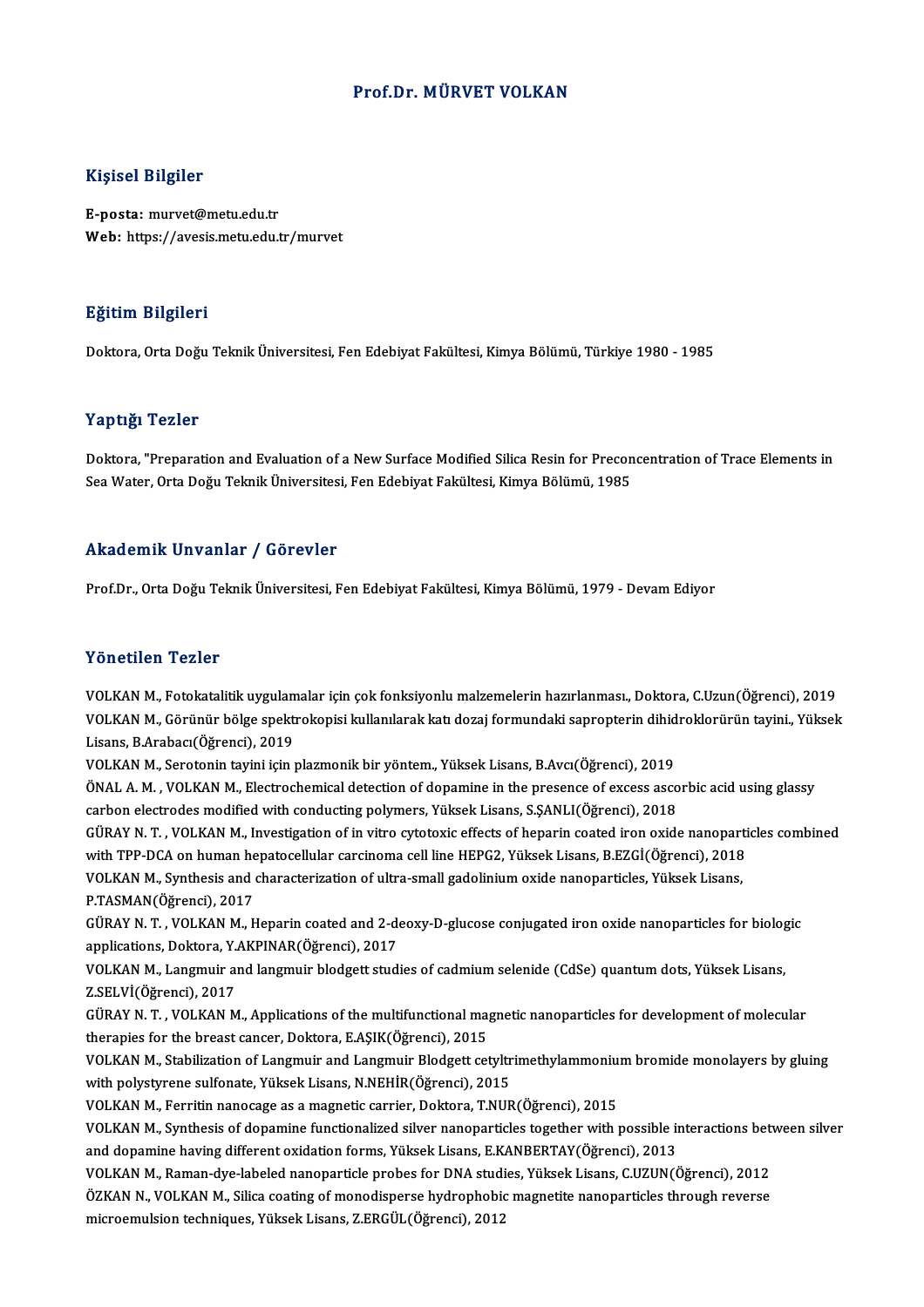# Prof.Dr. MÜRVET VOLKAN

## Kişisel Bilgiler

**E-posta:** murvet@metu.edu.tr
**Web:** https://avesis.metu.edu.tr/murvet

## Eğitim Bilgileri

Doktora, Orta Doğu Teknik Üniversitesi, Fen Edebiyat Fakültesi, Kimya Bölümü, Türkiye 1980 - 1985

## Yaptığı Tezler

Doktora, "Preparation and Evaluation of a New Surface Modified Silica Resin for Preconcentration of Trace Elements in Sea Water, Orta Doğu Teknik Üniversitesi, Fen Edebiyat Fakültesi, Kimya Bölümü, 1985

## Akademik Unvanlar / Görevler

Prof.Dr., Orta Doğu Teknik Üniversitesi, Fen Edebiyat Fakültesi, Kimya Bölümü, 1979 - Devam Ediyor

## Yönetilen Tezler

VOLKAN M., Fotokatalitik uygulamalar için çok fonksiyonlu malzemelerin hazırlanması., Doktora, C.Uzun(Öğrenci), 2019

VOLKAN M., Görünür bölge spektrokopisi kullanılarak katı dozaj formundaki sapropterin dihidroklorürün tayini., Yüksek Lisans, B.Arabacı(Öğrenci), 2019

VOLKAN M., Serotonin tayini için plazmonik bir yöntem., Yüksek Lisans, B.Avcı(Öğrenci), 2019

ÖNAL A. M. , VOLKAN M., Electrochemical detection of dopamine in the presence of excess ascorbic acid using glassy carbon electrodes modified with conducting polymers, Yüksek Lisans, S.ŞANLI(Öğrenci), 2018

GÜRAY N. T. , VOLKAN M., Investigation of in vitro cytotoxic effects of heparin coated iron oxide nanoparticles combined with TPP-DCA on human hepatocellular carcinoma cell line HEPG2, Yüksek Lisans, B.EZGİ(Öğrenci), 2018

VOLKAN M., Synthesis and characterization of ultra-small gadolinium oxide nanoparticles, Yüksek Lisans, P.TASMAN(Öğrenci), 2017

GÜRAY N. T. , VOLKAN M., Heparin coated and 2-deoxy-D-glucose conjugated iron oxide nanoparticles for biologic applications, Doktora, Y.AKPINAR(Öğrenci), 2017

VOLKAN M., Langmuir and langmuir blodgett studies of cadmium selenide (CdSe) quantum dots, Yüksek Lisans, Z.SELVİ(Öğrenci), 2017

GÜRAY N. T. , VOLKAN M., Applications of the multifunctional magnetic nanoparticles for development of molecular therapies for the breast cancer, Doktora, E.AŞIK(Öğrenci), 2015

VOLKAN M., Stabilization of Langmuir and Langmuir Blodgett cetyltrimethylammonium bromide monolayers by gluing with polystyrene sulfonate, Yüksek Lisans, N.NEHİR(Öğrenci), 2015

VOLKAN M., Ferritin nanocage as a magnetic carrier, Doktora, T.NUR(Öğrenci), 2015

VOLKAN M., Synthesis of dopamine functionalized silver nanoparticles together with possible interactions between silver and dopamine having different oxidation forms, Yüksek Lisans, E.KANBERTAY(Öğrenci), 2013

VOLKAN M., Raman-dye-labeled nanoparticle probes for DNA studies, Yüksek Lisans, C.UZUN(Öğrenci), 2012

ÖZKAN N., VOLKAN M., Silica coating of monodisperse hydrophobic magnetite nanoparticles through reverse microemulsion techniques, Yüksek Lisans, Z.ERGÜL(Öğrenci), 2012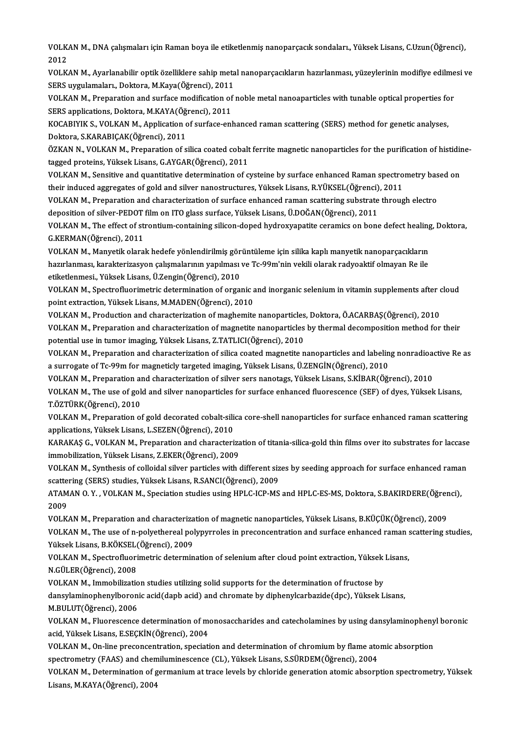VOLKAN M., DNA çalışmaları için Raman boya ile etiketlenmiş nanoparçacık sondaları., Yüksek Lisans, C.Uzun(Öğrenci), 2012

VOLKAN M., Ayarlanabilir optik özelliklere sahip metal nanoparçacıkların hazırlanması, yüzeylerinin modifiye edilmesi ve SERS uygulamaları., Doktora, M.Kaya(Öğrenci), 2011

VOLKAN M., Preparation and surface modification of noble metal nanoaparticles with tunable optical properties for SERS applications, Doktora, M.KAYA(Öğrenci), 2011

KOCABIYIK S., VOLKAN M., Application of surface-enhanced raman scattering (SERS) method for genetic analyses, Doktora, S.KARABIÇAK(Öğrenci), 2011

ÖZKAN N., VOLKAN M., Preparation of silica coated cobalt ferrite magnetic nanoparticles for the purification of histidine-tagged proteins, Yüksek Lisans, G.AYGAR(Öğrenci), 2011

VOLKAN M., Sensitive and quantitative determination of cysteine by surface enhanced Raman spectrometry based on their induced aggregates of gold and silver nanostructures, Yüksek Lisans, R.YÜKSEL(Öğrenci), 2011

VOLKAN M., Preparation and characterization of surface enhanced raman scattering substrate through electro deposition of silver-PEDOT film on ITO glass surface, Yüksek Lisans, Ü.DOĞAN(Öğrenci), 2011

VOLKAN M., The effect of strontium-containing silicon-doped hydroxyapatite ceramics on bone defect healing, Doktora, G.KERMAN(Öğrenci), 2011

VOLKAN M., Manyetik olarak hedefe yönlendirilmiş görüntüleme için silika kaplı manyetik nanoparçacıkların hazırlanması, karakterizasyon çalışmalarının yapılması ve Tc-99m'nin vekili olarak radyoaktif olmayan Re ile etiketlenmesi., Yüksek Lisans, Ü.Zengin(Öğrenci), 2010

VOLKAN M., Spectrofluorimetric determination of organic and inorganic selenium in vitamin supplements after cloud point extraction, Yüksek Lisans, M.MADEN(Öğrenci), 2010

VOLKAN M., Production and characterization of maghemite nanoparticles, Doktora, Ö.ACARBAŞ(Öğrenci), 2010

VOLKAN M., Preparation and characterization of magnetite nanoparticles by thermal decomposition method for their potential use in tumor imaging, Yüksek Lisans, Z.TATLICI(Öğrenci), 2010

VOLKAN M., Preparation and characterization of silica coated magnetite nanoparticles and labeling nonradioactive Re as a surrogate of Tc-99m for magneticly targeted imaging, Yüksek Lisans, Ü.ZENGİN(Öğrenci), 2010

VOLKAN M., Preparation and characterization of silver sers nanotags, Yüksek Lisans, S.KİBAR(Öğrenci), 2010

VOLKAN M., The use of gold and silver nanoparticles for surface enhanced fluorescence (SEF) of dyes, Yüksek Lisans, T.ÖZTÜRK(Öğrenci), 2010

VOLKAN M., Preparation of gold decorated cobalt-silica core-shell nanoparticles for surface enhanced raman scattering applications, Yüksek Lisans, L.SEZEN(Öğrenci), 2010

KARAKAŞ G., VOLKAN M., Preparation and characterization of titania-silica-gold thin films over ito substrates for laccase immobilization, Yüksek Lisans, Z.EKER(Öğrenci), 2009

VOLKAN M., Synthesis of colloidal silver particles with different sizes by seeding approach for surface enhanced raman scattering (SERS) studies, Yüksek Lisans, R.SANCI(Öğrenci), 2009

ATAMAN O. Y. , VOLKAN M., Speciation studies using HPLC-ICP-MS and HPLC-ES-MS, Doktora, S.BAKIRDERE(Öğrenci), 2009

VOLKAN M., Preparation and characterization of magnetic nanoparticles, Yüksek Lisans, B.KÜÇÜK(Öğrenci), 2009

VOLKAN M., The use of n-polyethereal polypyrroles in preconcentration and surface enhanced raman scattering studies, Yüksek Lisans, B.KÖKSEL(Öğrenci), 2009

VOLKAN M., Spectrofluorimetric determination of selenium after cloud point extraction, Yüksek Lisans, N.GÜLER(Öğrenci), 2008

VOLKAN M., Immobilization studies utilizing solid supports for the determination of fructose by dansylaminophenylboronic acid(dapb acid) and chromate by diphenylcarbazide(dpc), Yüksek Lisans, M.BULUT(Öğrenci), 2006

VOLKAN M., Fluorescence determination of monosaccharides and catecholamines by using dansylaminophenyl boronic acid, Yüksek Lisans, E.SEÇKİN(Öğrenci), 2004

VOLKAN M., On-line preconcentration, speciation and determination of chromium by flame atomic absorption spectrometry (FAAS) and chemiluminescence (CL), Yüksek Lisans, S.SÜRDEM(Öğrenci), 2004

VOLKAN M., Determination of germanium at trace levels by chloride generation atomic absorption spectrometry, Yüksek Lisans, M.KAYA(Öğrenci), 2004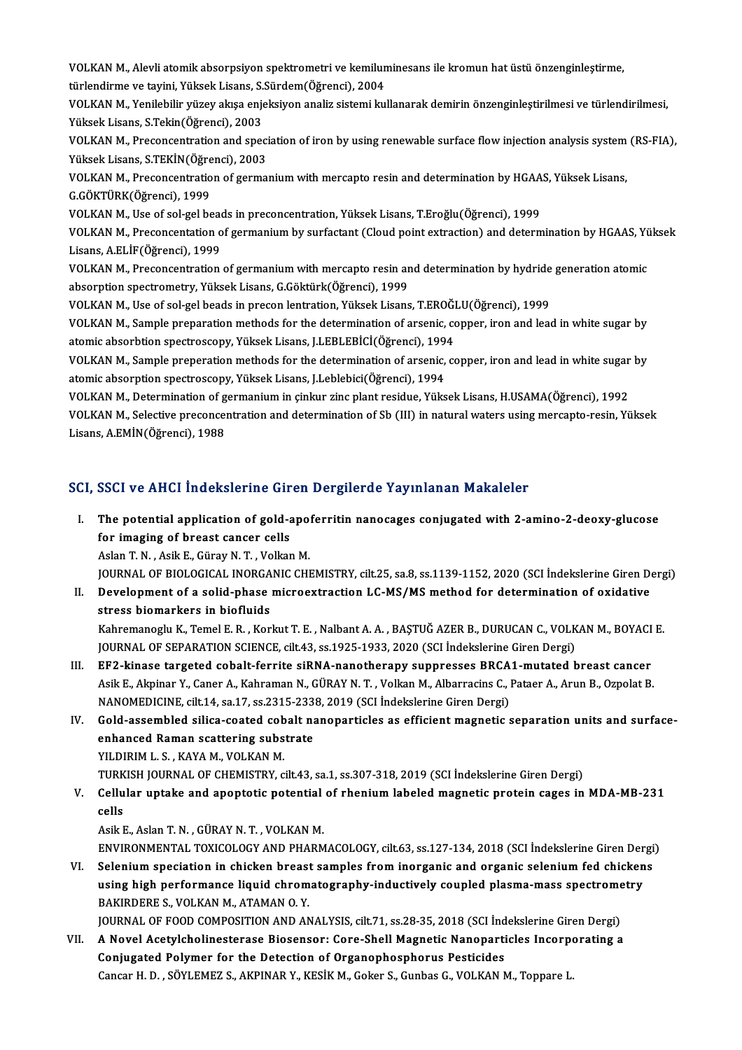VOLKAN M., Alevli atomik absorpsiyon spektrometri ve kemiluminesans ile kromun hat üstü önzenginleştirme, türlendirme ve tayini, Yüksek Lisans, S.Sürdem(Öğrenci), 2004

VOLKAN M., Yenilebilir yüzey akışa enjeksiyon analiz sistemi kullanarak demirin önzenginleştirilmesi ve türlendirilmesi, Yüksek Lisans, S.Tekin(Öğrenci), 2003

VOLKAN M., Preconcentration and speciation of iron by using renewable surface flow injection analysis system (RS-FIA), Yüksek Lisans, S.TEKİN(Öğrenci), 2003

VOLKAN M., Preconcentration of germanium with mercapto resin and determination by HGAAS, Yüksek Lisans, G.GÖKTÜRK(Öğrenci), 1999

VOLKAN M., Use of sol-gel beads in preconcentration, Yüksek Lisans, T.Eroğlu(Öğrenci), 1999

VOLKAN M., Preconcentation of germanium by surfactant (Cloud point extraction) and determination by HGAAS, Yüksek Lisans, A.ELİF(Öğrenci), 1999

VOLKAN M., Preconcentration of germanium with mercapto resin and determination by hydride generation atomic absorption spectrometry, Yüksek Lisans, G.Göktürk(Öğrenci), 1999

VOLKAN M., Use of sol-gel beads in precon lentration, Yüksek Lisans, T.EROĞLU(Öğrenci), 1999

VOLKAN M., Sample preparation methods for the determination of arsenic, copper, iron and lead in white sugar by atomic absorbtion spectroscopy, Yüksek Lisans, J.LEBLEBİCİ(Öğrenci), 1994

VOLKAN M., Sample preperation methods for the determination of arsenic, copper, iron and lead in white sugar by atomic absorption spectroscopy, Yüksek Lisans, J.Leblebici(Öğrenci), 1994

VOLKAN M., Determination of germanium in çinkur zinc plant residue, Yüksek Lisans, H.USAMA(Öğrenci), 1992

VOLKAN M., Selective preconcentration and determination of Sb (III) in natural waters using mercapto-resin, Yüksek Lisans, A.EMİN(Öğrenci), 1988

## SCI, SSCI ve AHCI İndekslerine Giren Dergilerde Yayınlanan Makaleler

I. **The potential application of gold-apoferritin nanocages conjugated with 2-amino-2-deoxy-glucose for imaging of breast cancer cells**
   Aslan T. N. , Asik E., Güray N. T. , Volkan M.
   JOURNAL OF BIOLOGICAL INORGANIC CHEMISTRY, cilt.25, sa.8, ss.1139-1152, 2020 (SCI İndekslerine Giren Dergi)

II. **Development of a solid-phase microextraction LC-MS/MS method for determination of oxidative stress biomarkers in biofluids**
   Kahremanoglu K., Temel E. R. , Korkut T. E. , Nalbant A. A. , BAŞTUĞ AZER B., DURUCAN C., VOLKAN M., BOYACI E.
   JOURNAL OF SEPARATION SCIENCE, cilt.43, ss.1925-1933, 2020 (SCI İndekslerine Giren Dergi)

III. **EF2-kinase targeted cobalt-ferrite siRNA-nanotherapy suppresses BRCA1-mutated breast cancer**
   Asik E., Akpinar Y., Caner A., Kahraman N., GÜRAY N. T. , Volkan M., Albarracins C., Pataer A., Arun B., Ozpolat B.
   NANOMEDICINE, cilt.14, sa.17, ss.2315-2338, 2019 (SCI İndekslerine Giren Dergi)

IV. **Gold-assembled silica-coated cobalt nanoparticles as efficient magnetic separation units and surface-enhanced Raman scattering substrate**
   YILDIRIM L. S. , KAYA M., VOLKAN M.
   TURKISH JOURNAL OF CHEMISTRY, cilt.43, sa.1, ss.307-318, 2019 (SCI İndekslerine Giren Dergi)

V. **Cellular uptake and apoptotic potential of rhenium labeled magnetic protein cages in MDA-MB-231 cells**
   Asik E., Aslan T. N. , GÜRAY N. T. , VOLKAN M.
   ENVIRONMENTAL TOXICOLOGY AND PHARMACOLOGY, cilt.63, ss.127-134, 2018 (SCI İndekslerine Giren Dergi)

VI. **Selenium speciation in chicken breast samples from inorganic and organic selenium fed chickens using high performance liquid chromatography-inductively coupled plasma-mass spectrometry**
   BAKIRDERE S., VOLKAN M., ATAMAN O. Y.
   JOURNAL OF FOOD COMPOSITION AND ANALYSIS, cilt.71, ss.28-35, 2018 (SCI İndekslerine Giren Dergi)

VII. **A Novel Acetylcholinesterase Biosensor: Core-Shell Magnetic Nanoparticles Incorporating a Conjugated Polymer for the Detection of Organophosphorus Pesticides**
   Cancar H. D. , SÖYLEMEZ S., AKPINAR Y., KESİK M., Goker S., Gunbas G., VOLKAN M., Toppare L.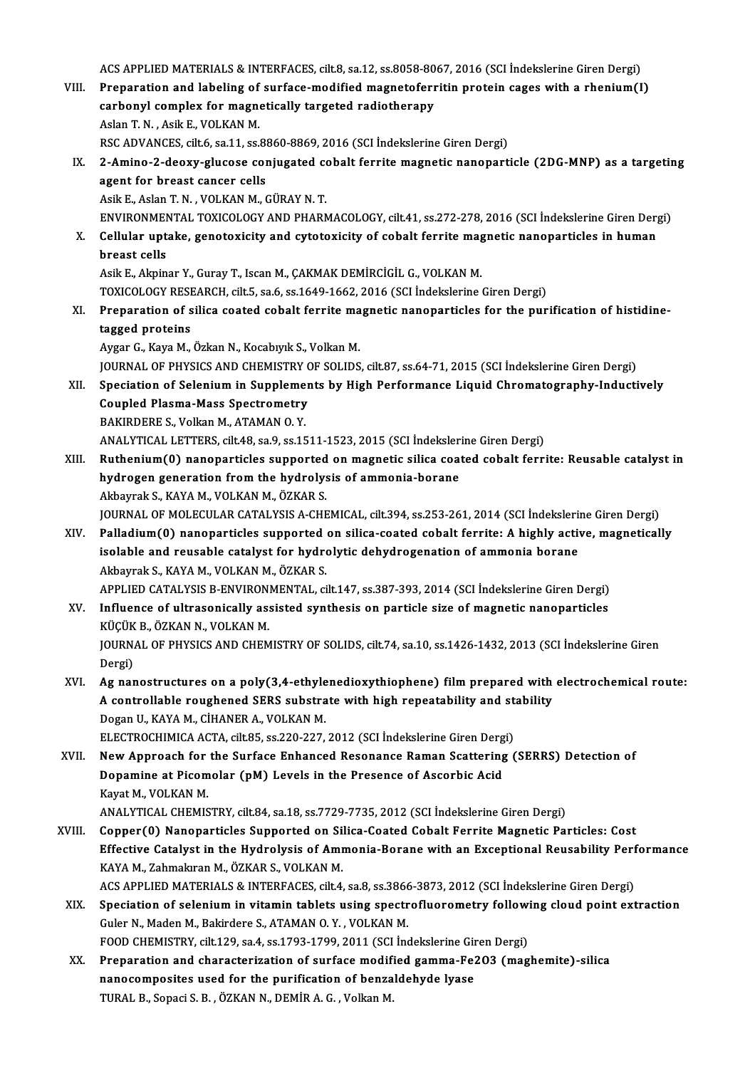ACS APPLIED MATERIALS & INTERFACES, cilt.8, sa.12, ss.8058-8067, 2016 (SCI İndekslerine Giren Dergi)

VIII. **Preparation and labeling of surface-modified magnetoferritin protein cages with a rhenium(I) carbonyl complex for magnetically targeted radiotherapy**
Aslan T. N. , Asik E., VOLKAN M.
RSC ADVANCES, cilt.6, sa.11, ss.8860-8869, 2016 (SCI İndekslerine Giren Dergi)

IX. **2-Amino-2-deoxy-glucose conjugated cobalt ferrite magnetic nanoparticle (2DG-MNP) as a targeting agent for breast cancer cells**
Asik E., Aslan T. N. , VOLKAN M., GÜRAY N. T.
ENVIRONMENTAL TOXICOLOGY AND PHARMACOLOGY, cilt.41, ss.272-278, 2016 (SCI İndekslerine Giren Dergi)

X. **Cellular uptake, genotoxicity and cytotoxicity of cobalt ferrite magnetic nanoparticles in human breast cells**
Asik E., Akpinar Y., Guray T., Iscan M., ÇAKMAK DEMİRCİGİL G., VOLKAN M.
TOXICOLOGY RESEARCH, cilt.5, sa.6, ss.1649-1662, 2016 (SCI İndekslerine Giren Dergi)

XI. **Preparation of silica coated cobalt ferrite magnetic nanoparticles for the purification of histidine-tagged proteins**
Aygar G., Kaya M., Özkan N., Kocabıyık S., Volkan M.
JOURNAL OF PHYSICS AND CHEMISTRY OF SOLIDS, cilt.87, ss.64-71, 2015 (SCI İndekslerine Giren Dergi)

XII. **Speciation of Selenium in Supplements by High Performance Liquid Chromatography-Inductively Coupled Plasma-Mass Spectrometry**
BAKIRDERE S., Volkan M., ATAMAN O. Y.
ANALYTICAL LETTERS, cilt.48, sa.9, ss.1511-1523, 2015 (SCI İndekslerine Giren Dergi)

XIII. **Ruthenium(0) nanoparticles supported on magnetic silica coated cobalt ferrite: Reusable catalyst in hydrogen generation from the hydrolysis of ammonia-borane**
Akbayrak S., KAYA M., VOLKAN M., ÖZKAR S.
JOURNAL OF MOLECULAR CATALYSIS A-CHEMICAL, cilt.394, ss.253-261, 2014 (SCI İndekslerine Giren Dergi)

XIV. **Palladium(0) nanoparticles supported on silica-coated cobalt ferrite: A highly active, magnetically isolable and reusable catalyst for hydrolytic dehydrogenation of ammonia borane**
Akbayrak S., KAYA M., VOLKAN M., ÖZKAR S.
APPLIED CATALYSIS B-ENVIRONMENTAL, cilt.147, ss.387-393, 2014 (SCI İndekslerine Giren Dergi)

XV. **Influence of ultrasonically assisted synthesis on particle size of magnetic nanoparticles**
KÜÇÜK B., ÖZKAN N., VOLKAN M.
JOURNAL OF PHYSICS AND CHEMISTRY OF SOLIDS, cilt.74, sa.10, ss.1426-1432, 2013 (SCI İndekslerine Giren Dergi)

XVI. **Ag nanostructures on a poly(3,4-ethylenedioxythiophene) film prepared with electrochemical route: A controllable roughened SERS substrate with high repeatability and stability**
Dogan U., KAYA M., CİHANER A., VOLKAN M.
ELECTROCHIMICA ACTA, cilt.85, ss.220-227, 2012 (SCI İndekslerine Giren Dergi)

XVII. **New Approach for the Surface Enhanced Resonance Raman Scattering (SERRS) Detection of Dopamine at Picomolar (pM) Levels in the Presence of Ascorbic Acid**
Kayat M., VOLKAN M.
ANALYTICAL CHEMISTRY, cilt.84, sa.18, ss.7729-7735, 2012 (SCI İndekslerine Giren Dergi)

XVIII. **Copper(0) Nanoparticles Supported on Silica-Coated Cobalt Ferrite Magnetic Particles: Cost Effective Catalyst in the Hydrolysis of Ammonia-Borane with an Exceptional Reusability Performance**
KAYA M., Zahmakıran M., ÖZKAR S., VOLKAN M.
ACS APPLIED MATERIALS & INTERFACES, cilt.4, sa.8, ss.3866-3873, 2012 (SCI İndekslerine Giren Dergi)

XIX. **Speciation of selenium in vitamin tablets using spectrofluorometry following cloud point extraction**
Guler N., Maden M., Bakirdere S., ATAMAN O. Y. , VOLKAN M.
FOOD CHEMISTRY, cilt.129, sa.4, ss.1793-1799, 2011 (SCI İndekslerine Giren Dergi)

XX. **Preparation and characterization of surface modified gamma-Fe2O3 (maghemite)-silica nanocomposites used for the purification of benzaldehyde lyase**
TURAL B., Sopaci S. B. , ÖZKAN N., DEMİR A. G. , Volkan M.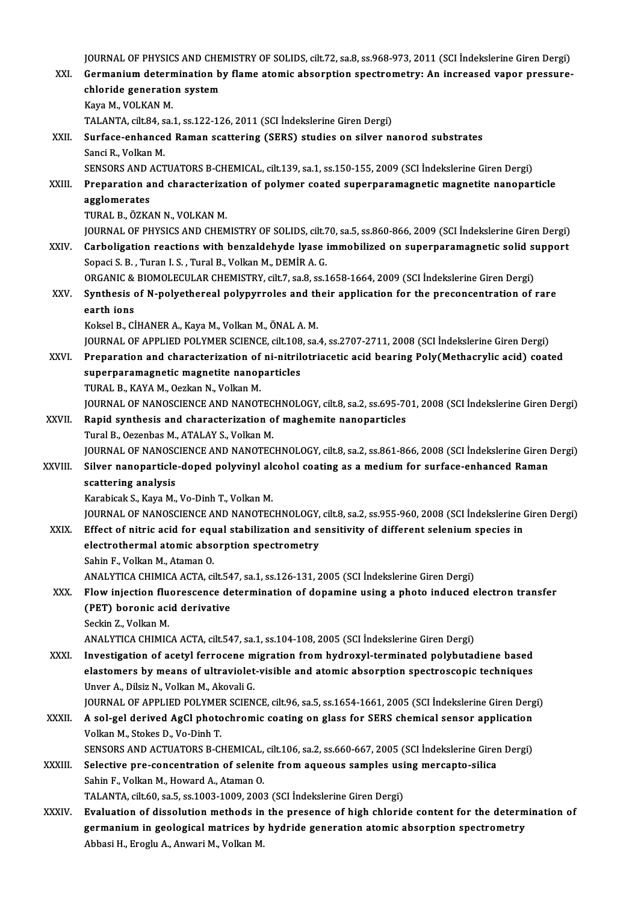JOURNAL OF PHYSICS AND CHEMISTRY OF SOLIDS, cilt.72, sa.8, ss.968-973, 2011 (SCI İndekslerine Giren Dergi)

XXI. **Germanium determination by flame atomic absorption spectrometry: An increased vapor pressure-chloride generation system**
Kaya M., VOLKAN M.
TALANTA, cilt.84, sa.1, ss.122-126, 2011 (SCI İndekslerine Giren Dergi)

XXII. **Surface-enhanced Raman scattering (SERS) studies on silver nanorod substrates**
Sanci R., Volkan M.
SENSORS AND ACTUATORS B-CHEMICAL, cilt.139, sa.1, ss.150-155, 2009 (SCI İndekslerine Giren Dergi)

XXIII. **Preparation and characterization of polymer coated superparamagnetic magnetite nanoparticle agglomerates**
TURAL B., ÖZKAN N., VOLKAN M.
JOURNAL OF PHYSICS AND CHEMISTRY OF SOLIDS, cilt.70, sa.5, ss.860-866, 2009 (SCI İndekslerine Giren Dergi)

XXIV. **Carboligation reactions with benzaldehyde lyase immobilized on superparamagnetic solid support**
Sopaci S. B. , Turan I. S. , Tural B., Volkan M., DEMİR A. G.
ORGANIC & BIOMOLECULAR CHEMISTRY, cilt.7, sa.8, ss.1658-1664, 2009 (SCI İndekslerine Giren Dergi)

XXV. **Synthesis of N-polyethereal polypyrroles and their application for the preconcentration of rare earth ions**
Koksel B., CİHANER A., Kaya M., Volkan M., ÖNAL A. M.
JOURNAL OF APPLIED POLYMER SCIENCE, cilt.108, sa.4, ss.2707-2711, 2008 (SCI İndekslerine Giren Dergi)

XXVI. **Preparation and characterization of ni-nitrilotriacetic acid bearing Poly(Methacrylic acid) coated superparamagnetic magnetite nanoparticles**
TURAL B., KAYA M., Oezkan N., Volkan M.
JOURNAL OF NANOSCIENCE AND NANOTECHNOLOGY, cilt.8, sa.2, ss.695-701, 2008 (SCI İndekslerine Giren Dergi)

XXVII. **Rapid synthesis and characterization of maghemite nanoparticles**
Tural B., Oezenbas M., ATALAY S., Volkan M.
JOURNAL OF NANOSCIENCE AND NANOTECHNOLOGY, cilt.8, sa.2, ss.861-866, 2008 (SCI İndekslerine Giren Dergi)

XXVIII. **Silver nanoparticle-doped polyvinyl alcohol coating as a medium for surface-enhanced Raman scattering analysis**
Karabicak S., Kaya M., Vo-Dinh T., Volkan M.
JOURNAL OF NANOSCIENCE AND NANOTECHNOLOGY, cilt.8, sa.2, ss.955-960, 2008 (SCI İndekslerine Giren Dergi)

XXIX. **Effect of nitric acid for equal stabilization and sensitivity of different selenium species in electrothermal atomic absorption spectrometry**
Sahin F., Volkan M., Ataman O.
ANALYTICA CHIMICA ACTA, cilt.547, sa.1, ss.126-131, 2005 (SCI İndekslerine Giren Dergi)

XXX. **Flow injection fluorescence determination of dopamine using a photo induced electron transfer (PET) boronic acid derivative**
Seckin Z., Volkan M.
ANALYTICA CHIMICA ACTA, cilt.547, sa.1, ss.104-108, 2005 (SCI İndekslerine Giren Dergi)

XXXI. **Investigation of acetyl ferrocene migration from hydroxyl-terminated polybutadiene based elastomers by means of ultraviolet-visible and atomic absorption spectroscopic techniques**
Unver A., Dilsiz N., Volkan M., Akovali G.
JOURNAL OF APPLIED POLYMER SCIENCE, cilt.96, sa.5, ss.1654-1661, 2005 (SCI İndekslerine Giren Dergi)

XXXII. **A sol-gel derived AgCl photochromic coating on glass for SERS chemical sensor application**
Volkan M., Stokes D., Vo-Dinh T.
SENSORS AND ACTUATORS B-CHEMICAL, cilt.106, sa.2, ss.660-667, 2005 (SCI İndekslerine Giren Dergi)

XXXIII. **Selective pre-concentration of selenite from aqueous samples using mercapto-silica**
Sahin F., Volkan M., Howard A., Ataman O.
TALANTA, cilt.60, sa.5, ss.1003-1009, 2003 (SCI İndekslerine Giren Dergi)

XXXIV. **Evaluation of dissolution methods in the presence of high chloride content for the determination of germanium in geological matrices by hydride generation atomic absorption spectrometry**
Abbasi H., Eroglu A., Anwari M., Volkan M.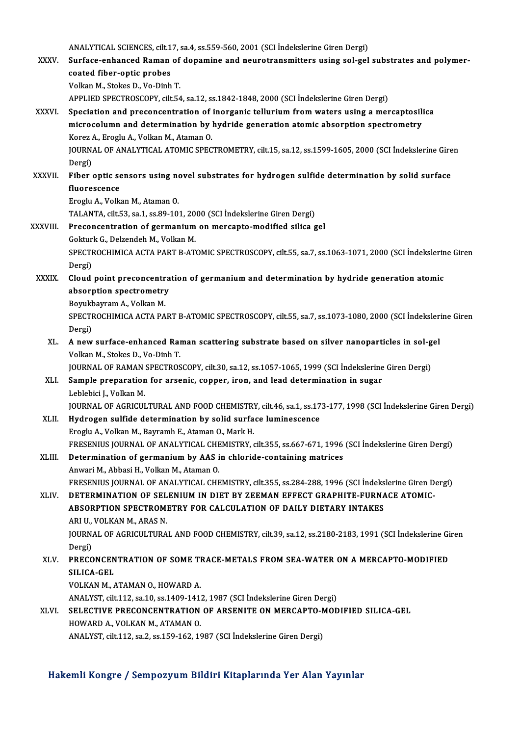ANALYTICAL SCIENCES, cilt.17, sa.4, ss.559-560, 2001 (SCI İndekslerine Giren Dergi)

XXXV. **Surface-enhanced Raman of dopamine and neurotransmitters using sol-gel substrates and polymer-coated fiber-optic probes**
Volkan M., Stokes D., Vo-Dinh T.
APPLIED SPECTROSCOPY, cilt.54, sa.12, ss.1842-1848, 2000 (SCI İndekslerine Giren Dergi)

XXXVI. **Speciation and preconcentration of inorganic tellurium from waters using a mercaptosilica microcolumn and determination by hydride generation atomic absorption spectrometry**
Korez A., Eroglu A., Volkan M., Ataman O.
JOURNAL OF ANALYTICAL ATOMIC SPECTROMETRY, cilt.15, sa.12, ss.1599-1605, 2000 (SCI İndekslerine Giren Dergi)

XXXVII. **Fiber optic sensors using novel substrates for hydrogen sulfide determination by solid surface fluorescence**
Eroglu A., Volkan M., Ataman O.
TALANTA, cilt.53, sa.1, ss.89-101, 2000 (SCI İndekslerine Giren Dergi)

XXXVIII. **Preconcentration of germanium on mercapto-modified silica gel**
Gokturk G., Delzendeh M., Volkan M.
SPECTROCHIMICA ACTA PART B-ATOMIC SPECTROSCOPY, cilt.55, sa.7, ss.1063-1071, 2000 (SCI İndekslerine Giren Dergi)

XXXIX. **Cloud point preconcentration of germanium and determination by hydride generation atomic absorption spectrometry**
Boyukbayram A., Volkan M.
SPECTROCHIMICA ACTA PART B-ATOMIC SPECTROSCOPY, cilt.55, sa.7, ss.1073-1080, 2000 (SCI İndekslerine Giren Dergi)

XL. **A new surface-enhanced Raman scattering substrate based on silver nanoparticles in sol-gel**
Volkan M., Stokes D., Vo-Dinh T.
JOURNAL OF RAMAN SPECTROSCOPY, cilt.30, sa.12, ss.1057-1065, 1999 (SCI İndekslerine Giren Dergi)

XLI. **Sample preparation for arsenic, copper, iron, and lead determination in sugar**
Leblebici J., Volkan M.
JOURNAL OF AGRICULTURAL AND FOOD CHEMISTRY, cilt.46, sa.1, ss.173-177, 1998 (SCI İndekslerine Giren Dergi)

XLII. **Hydrogen sulfide determination by solid surface luminescence**
Eroglu A., Volkan M., Bayramlı E., Ataman O., Mark H.
FRESENIUS JOURNAL OF ANALYTICAL CHEMISTRY, cilt.355, ss.667-671, 1996 (SCI İndekslerine Giren Dergi)

XLIII. **Determination of germanium by AAS in chloride-containing matrices**
Anwari M., Abbasi H., Volkan M., Ataman O.
FRESENIUS JOURNAL OF ANALYTICAL CHEMISTRY, cilt.355, ss.284-288, 1996 (SCI İndekslerine Giren Dergi)

XLIV. **DETERMINATION OF SELENIUM IN DIET BY ZEEMAN EFFECT GRAPHITE-FURNACE ATOMIC-ABSORPTION SPECTROMETRY FOR CALCULATION OF DAILY DIETARY INTAKES**
ARI U., VOLKAN M., ARAS N.
JOURNAL OF AGRICULTURAL AND FOOD CHEMISTRY, cilt.39, sa.12, ss.2180-2183, 1991 (SCI İndekslerine Giren Dergi)

XLV. **PRECONCENTRATION OF SOME TRACE-METALS FROM SEA-WATER ON A MERCAPTO-MODIFIED SILICA-GEL**
VOLKAN M., ATAMAN O., HOWARD A.
ANALYST, cilt.112, sa.10, ss.1409-1412, 1987 (SCI İndekslerine Giren Dergi)

XLVI. **SELECTIVE PRECONCENTRATION OF ARSENITE ON MERCAPTO-MODIFIED SILICA-GEL**
HOWARD A., VOLKAN M., ATAMAN O.
ANALYST, cilt.112, sa.2, ss.159-162, 1987 (SCI İndekslerine Giren Dergi)

## Hakemli Kongre / Sempozyum Bildiri Kitaplarında Yer Alan Yayınlar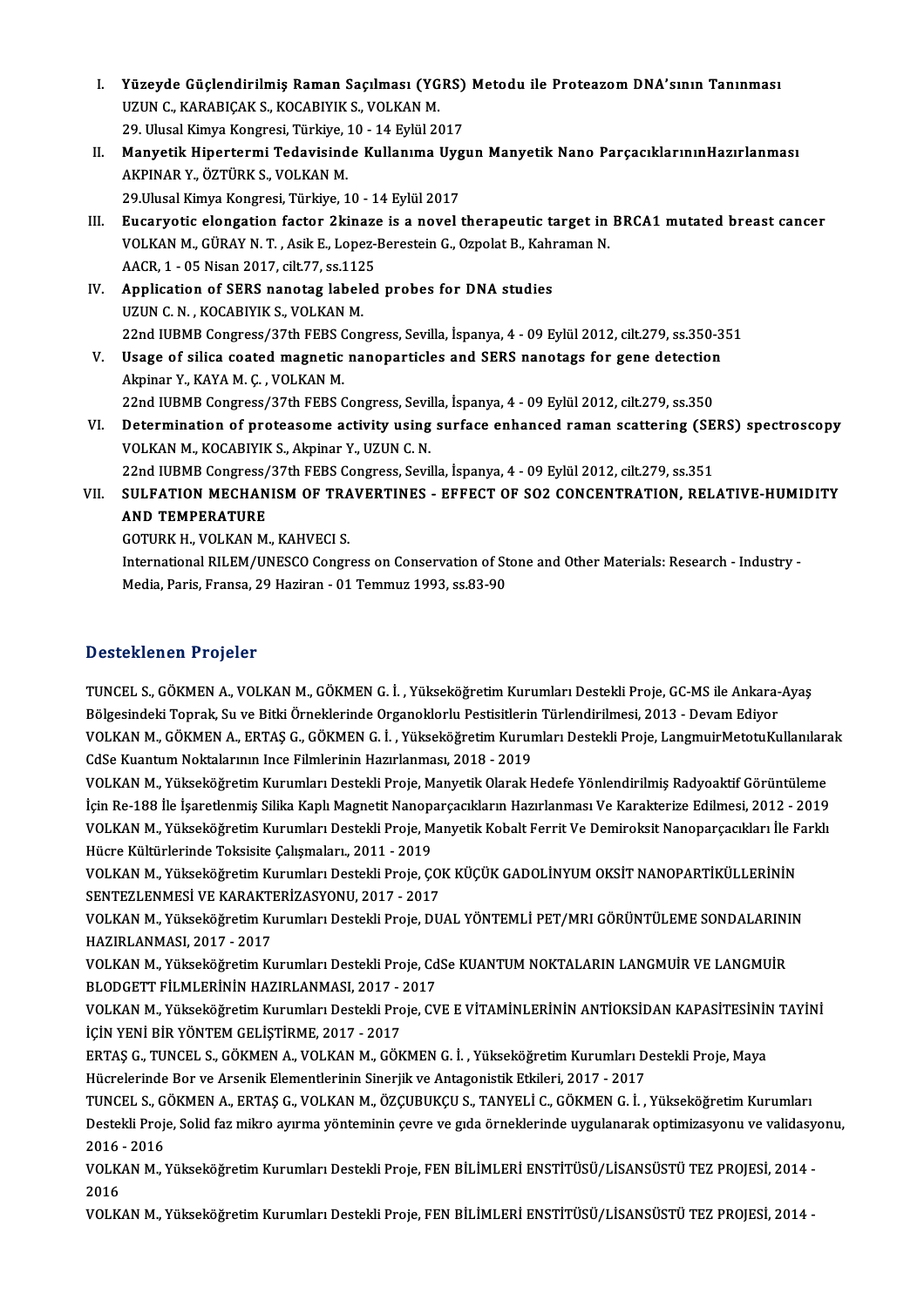I. **Yüzeyde Güçlendirilmiş Raman Saçılması (YGRS) Metodu ile Proteazom DNA'sının Tanınması**
   UZUN C., KARABIÇAK S., KOCABIYIK S., VOLKAN M.
   29. Ulusal Kimya Kongresi, Türkiye, 10 - 14 Eylül 2017
II. **Manyetik Hipertermi Tedavisinde Kullanıma Uygun Manyetik Nano ParçacıklarınınHazırlanması**
   AKPINAR Y., ÖZTÜRK S., VOLKAN M.
   29.Ulusal Kimya Kongresi, Türkiye, 10 - 14 Eylül 2017
III. **Eucaryotic elongation factor 2kinaze is a novel therapeutic target in BRCA1 mutated breast cancer**
   VOLKAN M., GÜRAY N. T. , Asik E., Lopez-Berestein G., Ozpolat B., Kahraman N.
   AACR, 1 - 05 Nisan 2017, cilt.77, ss.1125
IV. **Application of SERS nanotag labeled probes for DNA studies**
   UZUN C. N. , KOCABIYIK S., VOLKAN M.
   22nd IUBMB Congress/37th FEBS Congress, Sevilla, İspanya, 4 - 09 Eylül 2012, cilt.279, ss.350-351
V. **Usage of silica coated magnetic nanoparticles and SERS nanotags for gene detection**
   Akpinar Y., KAYA M. Ç. , VOLKAN M.
   22nd IUBMB Congress/37th FEBS Congress, Sevilla, İspanya, 4 - 09 Eylül 2012, cilt.279, ss.350
VI. **Determination of proteasome activity using surface enhanced raman scattering (SERS) spectroscopy**
   VOLKAN M., KOCABIYIK S., Akpinar Y., UZUN C. N.
   22nd IUBMB Congress/37th FEBS Congress, Sevilla, İspanya, 4 - 09 Eylül 2012, cilt.279, ss.351
VII. **SULFATION MECHANISM OF TRAVERTINES - EFFECT OF SO2 CONCENTRATION, RELATIVE-HUMIDITY AND TEMPERATURE**
   GOTURK H., VOLKAN M., KAHVECI S.
   International RILEM/UNESCO Congress on Conservation of Stone and Other Materials: Research - Industry - Media, Paris, Fransa, 29 Haziran - 01 Temmuz 1993, ss.83-90

## Desteklenen Projeler

TUNCEL S., GÖKMEN A., VOLKAN M., GÖKMEN G. İ. , Yükseköğretim Kurumları Destekli Proje, GC-MS ile Ankara-Ayaş Bölgesindeki Toprak, Su ve Bitki Örneklerinde Organoklorlu Pestisitlerin Türlendirilmesi, 2013 - Devam Ediyor

VOLKAN M., GÖKMEN A., ERTAŞ G., GÖKMEN G. İ. , Yükseköğretim Kurumları Destekli Proje, LangmuirMetotuKullanılarak CdSe Kuantum Noktalarının Ince Filmlerinin Hazırlanması, 2018 - 2019

VOLKAN M., Yükseköğretim Kurumları Destekli Proje, Manyetik Olarak Hedefe Yönlendirilmiş Radyoaktif Görüntüleme İçin Re-188 İle İşaretlenmiş Silika Kaplı Magnetit Nanoparçacıkların Hazırlanması Ve Karakterize Edilmesi, 2012 - 2019

VOLKAN M., Yükseköğretim Kurumları Destekli Proje, Manyetik Kobalt Ferrit Ve Demiroksit Nanoparçacıkları İle Farklı Hücre Kültürlerinde Toksisite Çalışmaları., 2011 - 2019

VOLKAN M., Yükseköğretim Kurumları Destekli Proje, ÇOK KÜÇÜK GADOLİNYUM OKSİT NANOPARTİKÜLLERİNİN SENTEZLENMESİ VE KARAKTERİZASYONU, 2017 - 2017

VOLKAN M., Yükseköğretim Kurumları Destekli Proje, DUAL YÖNTEMLİ PET/MRI GÖRÜNTÜLEME SONDALARININ HAZIRLANMASI, 2017 - 2017

VOLKAN M., Yükseköğretim Kurumları Destekli Proje, CdSe KUANTUM NOKTALARIN LANGMUİR VE LANGMUİR BLODGETT FİLMLERİNİN HAZIRLANMASI, 2017 - 2017

VOLKAN M., Yükseköğretim Kurumları Destekli Proje, CVE E VİTAMİNLERİNİN ANTİOKSİDAN KAPASİTESİNİN TAYİNİ İÇİN YENİ BİR YÖNTEM GELİŞTİRME, 2017 - 2017

ERTAŞ G., TUNCEL S., GÖKMEN A., VOLKAN M., GÖKMEN G. İ. , Yükseköğretim Kurumları Destekli Proje, Maya Hücrelerinde Bor ve Arsenik Elementlerinin Sinerjik ve Antagonistik Etkileri, 2017 - 2017

TUNCEL S., GÖKMEN A., ERTAŞ G., VOLKAN M., ÖZÇUBUKÇU S., TANYELİ C., GÖKMEN G. İ. , Yükseköğretim Kurumları Destekli Proje, Solid faz mikro ayırma yönteminin çevre ve gıda örneklerinde uygulanarak optimizasyonu ve validasyonu, 2016 - 2016

VOLKAN M., Yükseköğretim Kurumları Destekli Proje, FEN BİLİMLERİ ENSTİTÜSÜ/LİSANSÜSTÜ TEZ PROJESİ, 2014 - 2016

VOLKAN M., Yükseköğretim Kurumları Destekli Proje, FEN BİLİMLERİ ENSTİTÜSÜ/LİSANSÜSTÜ TEZ PROJESİ, 2014 -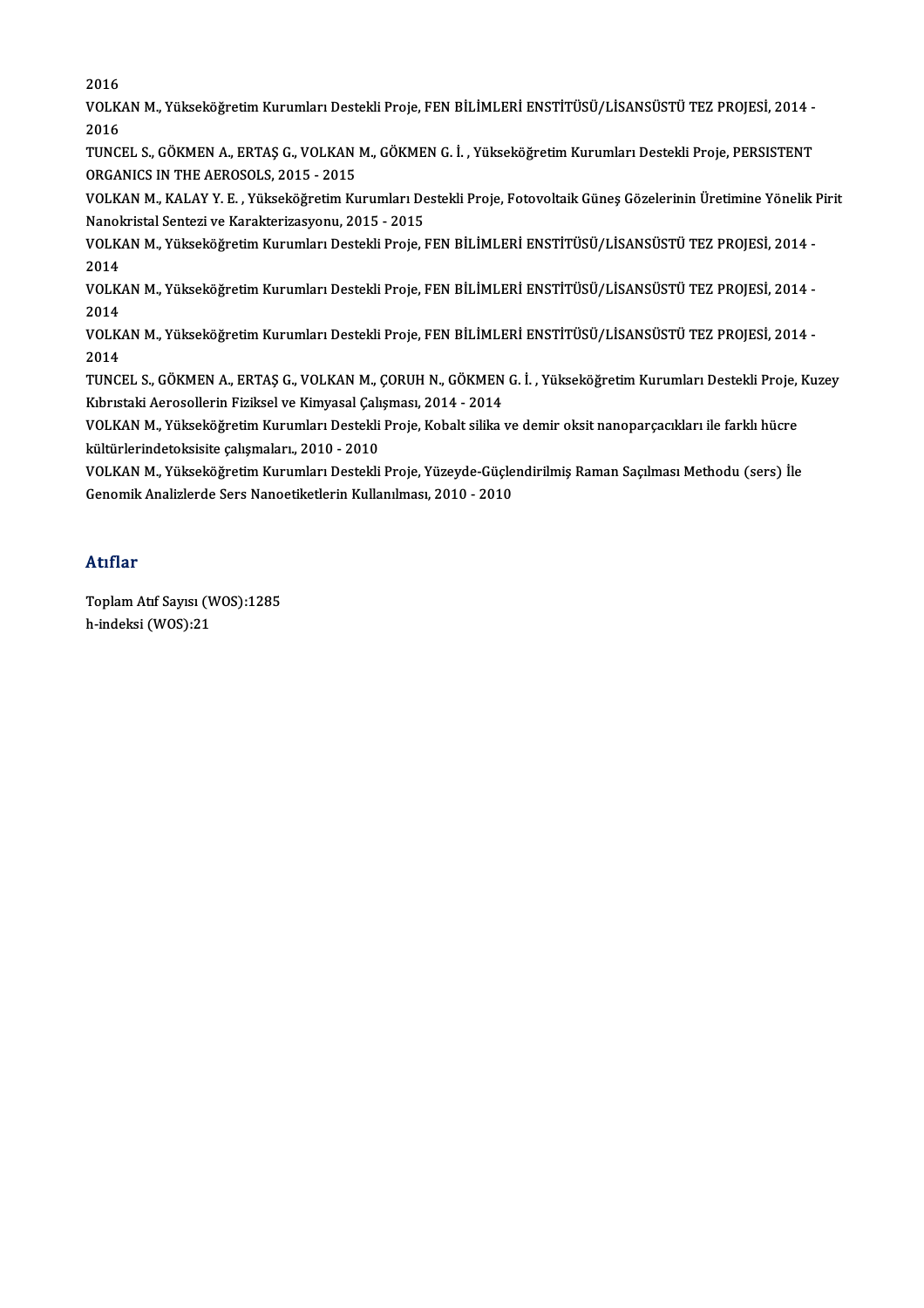2016

VOLKAN M., Yükseköğretim Kurumları Destekli Proje, FEN BİLİMLERİ ENSTİTÜSÜ/LİSANSÜSTÜ TEZ PROJESİ, 2014 - 2016

TUNCEL S., GÖKMEN A., ERTAŞ G., VOLKAN M., GÖKMEN G. İ. , Yükseköğretim Kurumları Destekli Proje, PERSISTENT ORGANICS IN THE AEROSOLS, 2015 - 2015

VOLKAN M., KALAY Y. E. , Yükseköğretim Kurumları Destekli Proje, Fotovoltaik Güneş Gözelerinin Üretimine Yönelik Pirit Nanokristal Sentezi ve Karakterizasyonu, 2015 - 2015

VOLKAN M., Yükseköğretim Kurumları Destekli Proje, FEN BİLİMLERİ ENSTİTÜSÜ/LİSANSÜSTÜ TEZ PROJESİ, 2014 - 2014

VOLKAN M., Yükseköğretim Kurumları Destekli Proje, FEN BİLİMLERİ ENSTİTÜSÜ/LİSANSÜSTÜ TEZ PROJESİ, 2014 - 2014

VOLKAN M., Yükseköğretim Kurumları Destekli Proje, FEN BİLİMLERİ ENSTİTÜSÜ/LİSANSÜSTÜ TEZ PROJESİ, 2014 - 2014

TUNCEL S., GÖKMEN A., ERTAŞ G., VOLKAN M., ÇORUH N., GÖKMEN G. İ. , Yükseköğretim Kurumları Destekli Proje, Kuzey Kıbrıstaki Aerosollerin Fiziksel ve Kimyasal Çalışması, 2014 - 2014

VOLKAN M., Yükseköğretim Kurumları Destekli Proje, Kobalt silika ve demir oksit nanoparçacıkları ile farklı hücre kültürlerindetoksisite çalışmaları., 2010 - 2010

VOLKAN M., Yükseköğretim Kurumları Destekli Proje, Yüzeyde-Güçlendirilmiş Raman Saçılması Methodu (sers) İle Genomik Analizlerde Sers Nanoetiketlerin Kullanılması, 2010 - 2010

## Atıflar

Toplam Atıf Sayısı (WOS):1285

h-indeksi (WOS):21